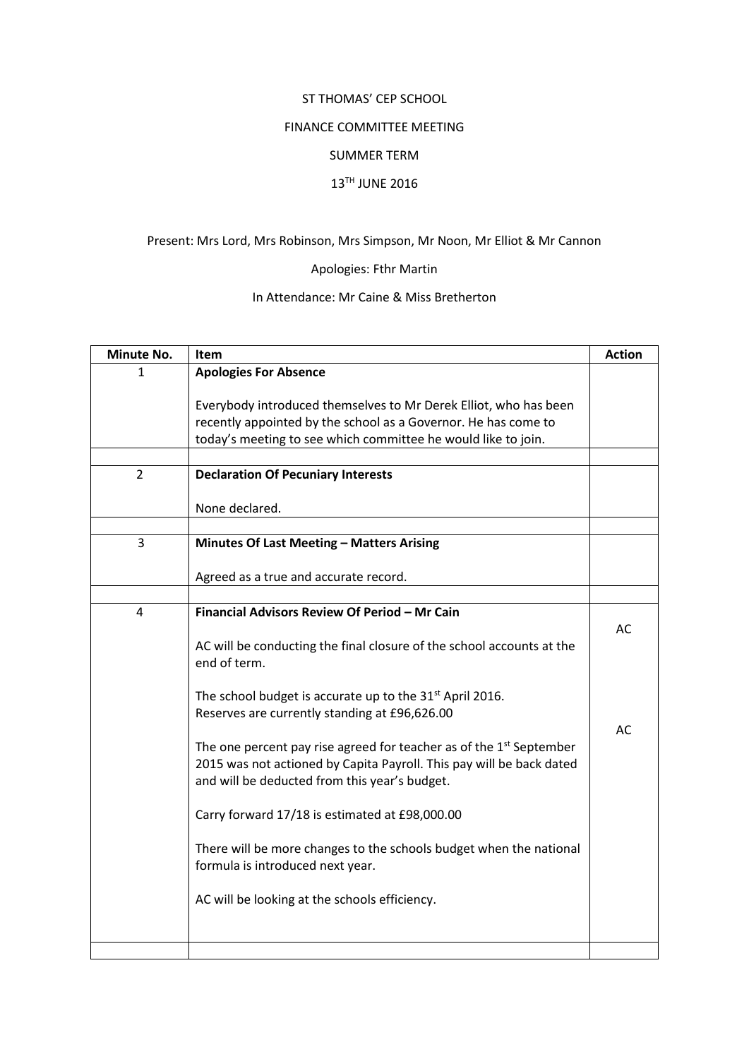ST THOMAS' CEP SCHOOL

FINANCE COMMITTEE MEETING

SUMMER TERM

13TH JUNE 2016

Present: Mrs Lord, Mrs Robinson, Mrs Simpson, Mr Noon, Mr Elliot & Mr Cannon

Apologies: Fthr Martin

In Attendance: Mr Caine & Miss Bretherton

| Minute No. | Item | Action |
|---|---|---|
| 1 | **Apologies For Absence**<br><br>Everybody introduced themselves to Mr Derek Elliot, who has been recently appointed by the school as a Governor. He has come to today's meeting to see which committee he would like to join. | |
| | | |
| 2 | **Declaration Of Pecuniary Interests**<br><br>None declared. | |
| | | |
| 3 | **Minutes Of Last Meeting – Matters Arising**<br><br>Agreed as a true and accurate record. | |
| | | |
| 4 | **Financial Advisors Review Of Period – Mr Cain**<br><br>AC will be conducting the final closure of the school accounts at the end of term.<br><br>The school budget is accurate up to the 31st April 2016.<br>Reserves are currently standing at £96,626.00<br><br>The one percent pay rise agreed for teacher as of the 1st September 2015 was not actioned by Capita Payroll. This pay will be back dated and will be deducted from this year's budget.<br><br>Carry forward 17/18 is estimated at £98,000.00<br><br>There will be more changes to the schools budget when the national formula is introduced next year.<br><br>AC will be looking at the schools efficiency. | AC<br><br><br><br><br>AC |
| | | |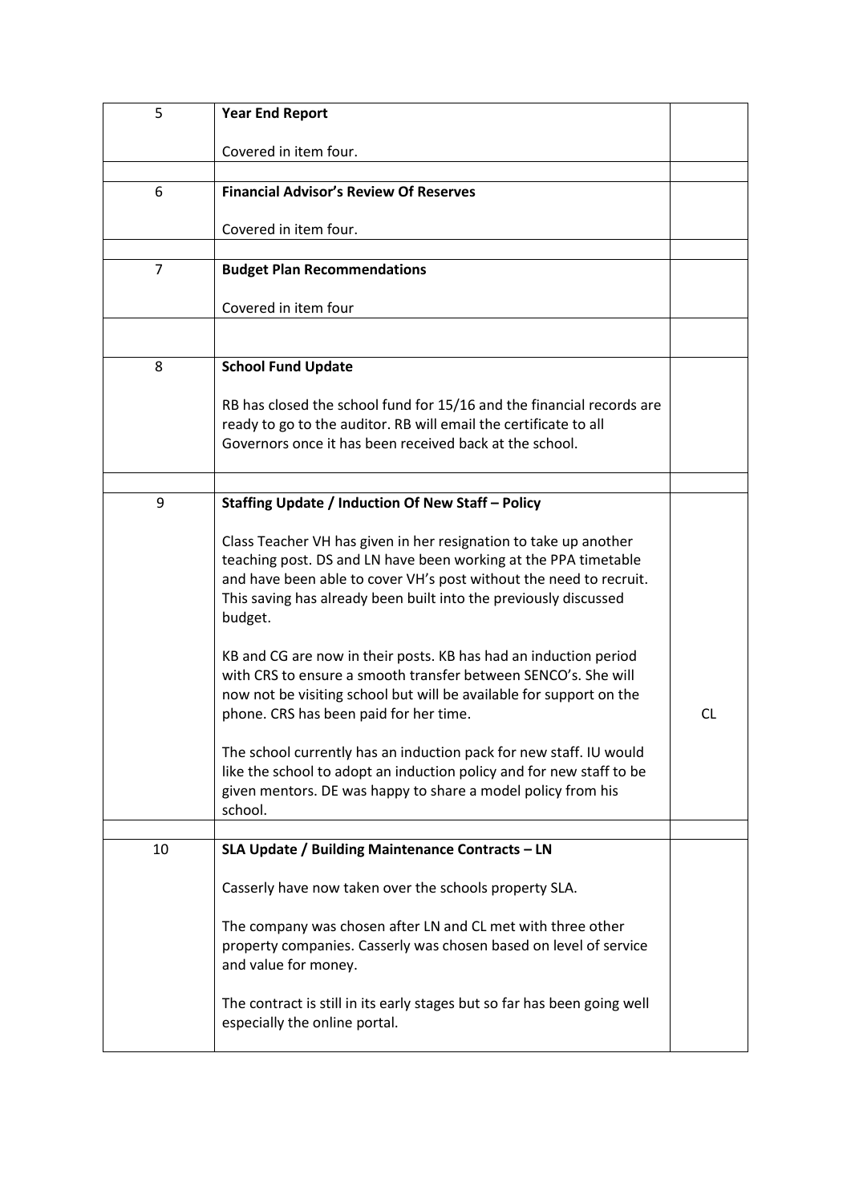| | | |
|---|---|---|
| 5 | **Year End Report**<br><br>Covered in item four. | |
| | | |
| 6 | **Financial Advisor's Review Of Reserves**<br><br>Covered in item four. | |
| | | |
| 7 | **Budget Plan Recommendations**<br><br>Covered in item four | |
| | | |
| 8 | **School Fund Update**<br><br>RB has closed the school fund for 15/16 and the financial records are ready to go to the auditor. RB will email the certificate to all Governors once it has been received back at the school. | |
| | | |
| 9 | **Staffing Update / Induction Of New Staff – Policy**<br><br>Class Teacher VH has given in her resignation to take up another teaching post. DS and LN have been working at the PPA timetable and have been able to cover VH's post without the need to recruit. This saving has already been built into the previously discussed budget.<br><br>KB and CG are now in their posts. KB has had an induction period with CRS to ensure a smooth transfer between SENCO's. She will now not be visiting school but will be available for support on the phone. CRS has been paid for her time.<br><br>The school currently has an induction pack for new staff. IU would like the school to adopt an induction policy and for new staff to be given mentors. DE was happy to share a model policy from his school. | CL |
| | | |
| 10 | **SLA Update / Building Maintenance Contracts – LN**<br><br>Casserly have now taken over the schools property SLA.<br><br>The company was chosen after LN and CL met with three other property companies. Casserly was chosen based on level of service and value for money.<br><br>The contract is still in its early stages but so far has been going well especially the online portal. | |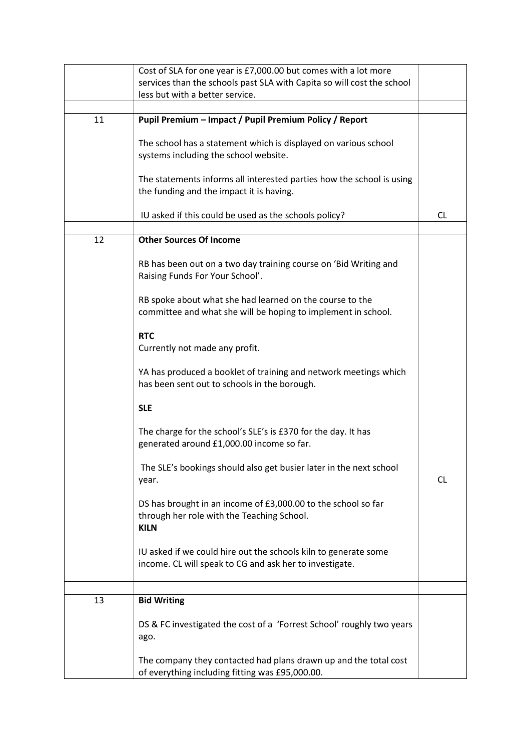| | | |
|---|---|---|
| | Cost of SLA for one year is £7,000.00 but comes with a lot more services than the schools past SLA with Capita so will cost the school less but with a better service. | |
| | | |
| 11 | **Pupil Premium – Impact / Pupil Premium Policy / Report**<br><br>The school has a statement which is displayed on various school systems including the school website.<br><br>The statements informs all interested parties how the school is using the funding and the impact it is having.<br><br>IU asked if this could be used as the schools policy? | CL |
| | | |
| 12 | **Other Sources Of Income**<br><br>RB has been out on a two day training course on 'Bid Writing and Raising Funds For Your School'.<br><br>RB spoke about what she had learned on the course to the committee and what she will be hoping to implement in school.<br><br>**RTC**<br>Currently not made any profit.<br><br>YA has produced a booklet of training and network meetings which has been sent out to schools in the borough.<br><br>**SLE**<br><br>The charge for the school's SLE's is £370 for the day. It has generated around £1,000.00 income so far.<br><br>The SLE's bookings should also get busier later in the next school year.<br><br>DS has brought in an income of £3,000.00 to the school so far through her role with the Teaching School.<br>**KILN**<br><br>IU asked if we could hire out the schools kiln to generate some income. CL will speak to CG and ask her to investigate. | CL |
| | | |
| 13 | **Bid Writing**<br><br>DS & FC investigated the cost of a 'Forrest School' roughly two years ago.<br><br>The company they contacted had plans drawn up and the total cost of everything including fitting was £95,000.00. | |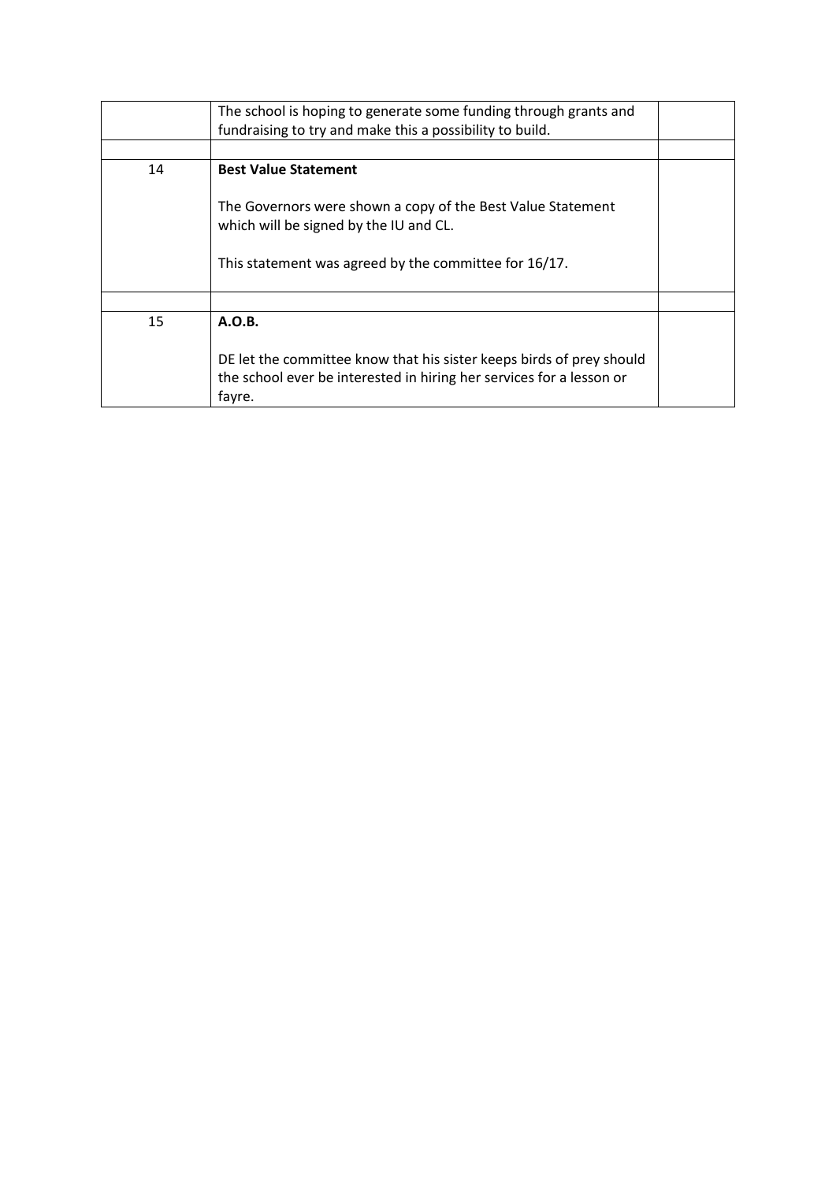| | | |
|---|---|---|
| | The school is hoping to generate some funding through grants and fundraising to try and make this a possibility to build. | |
| | | |
| 14 | **Best Value Statement**<br><br>The Governors were shown a copy of the Best Value Statement which will be signed by the IU and CL.<br><br>This statement was agreed by the committee for 16/17. | |
| | | |
| 15 | **A.O.B.**<br><br>DE let the committee know that his sister keeps birds of prey should the school ever be interested in hiring her services for a lesson or fayre. | |